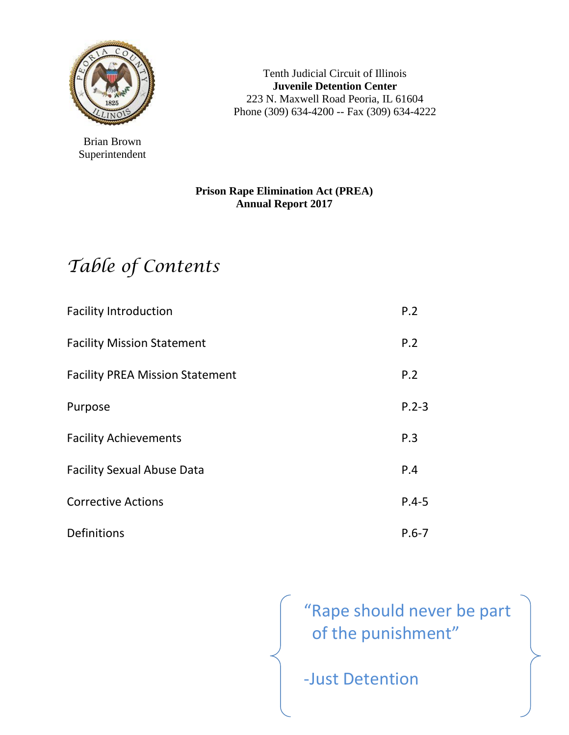Tenth Judicial Circuit of Illinois
**Juvenile Detention Center**
223 N. Maxwell Road Peoria, IL 61604
Phone (309) 634-4200 -- Fax (309) 634-4222

Brian Brown
Superintendent

**Prison Rape Elimination Act (PREA)**
**Annual Report 2017**

# *Table of Contents*

| | |
|---|---|
| Facility Introduction | P.2 |
| Facility Mission Statement | P.2 |
| Facility PREA Mission Statement | P.2 |
| Purpose | P.2-3 |
| Facility Achievements | P.3 |
| Facility Sexual Abuse Data | P.4 |
| Corrective Actions | P.4-5 |
| Definitions | P.6-7 |

> "Rape should never be part of the punishment"
>
> -Just Detention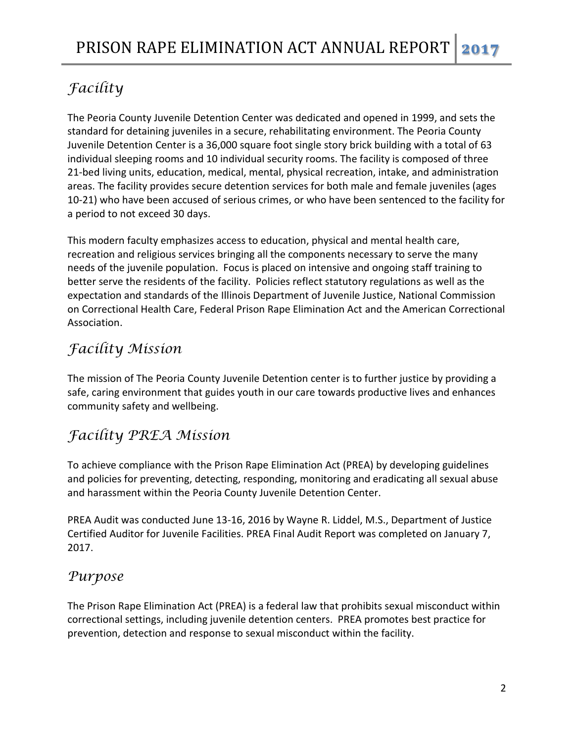## Facility

The Peoria County Juvenile Detention Center was dedicated and opened in 1999, and sets the standard for detaining juveniles in a secure, rehabilitating environment. The Peoria County Juvenile Detention Center is a 36,000 square foot single story brick building with a total of 63 individual sleeping rooms and 10 individual security rooms. The facility is composed of three 21-bed living units, education, medical, mental, physical recreation, intake, and administration areas. The facility provides secure detention services for both male and female juveniles (ages 10-21) who have been accused of serious crimes, or who have been sentenced to the facility for a period to not exceed 30 days.

This modern faculty emphasizes access to education, physical and mental health care, recreation and religious services bringing all the components necessary to serve the many needs of the juvenile population. Focus is placed on intensive and ongoing staff training to better serve the residents of the facility. Policies reflect statutory regulations as well as the expectation and standards of the Illinois Department of Juvenile Justice, National Commission on Correctional Health Care, Federal Prison Rape Elimination Act and the American Correctional Association.

## Facility Mission

The mission of The Peoria County Juvenile Detention center is to further justice by providing a safe, caring environment that guides youth in our care towards productive lives and enhances community safety and wellbeing.

## Facility PREA Mission

To achieve compliance with the Prison Rape Elimination Act (PREA) by developing guidelines and policies for preventing, detecting, responding, monitoring and eradicating all sexual abuse and harassment within the Peoria County Juvenile Detention Center.

PREA Audit was conducted June 13-16, 2016 by Wayne R. Liddel, M.S., Department of Justice Certified Auditor for Juvenile Facilities. PREA Final Audit Report was completed on January 7, 2017.

## Purpose

The Prison Rape Elimination Act (PREA) is a federal law that prohibits sexual misconduct within correctional settings, including juvenile detention centers. PREA promotes best practice for prevention, detection and response to sexual misconduct within the facility.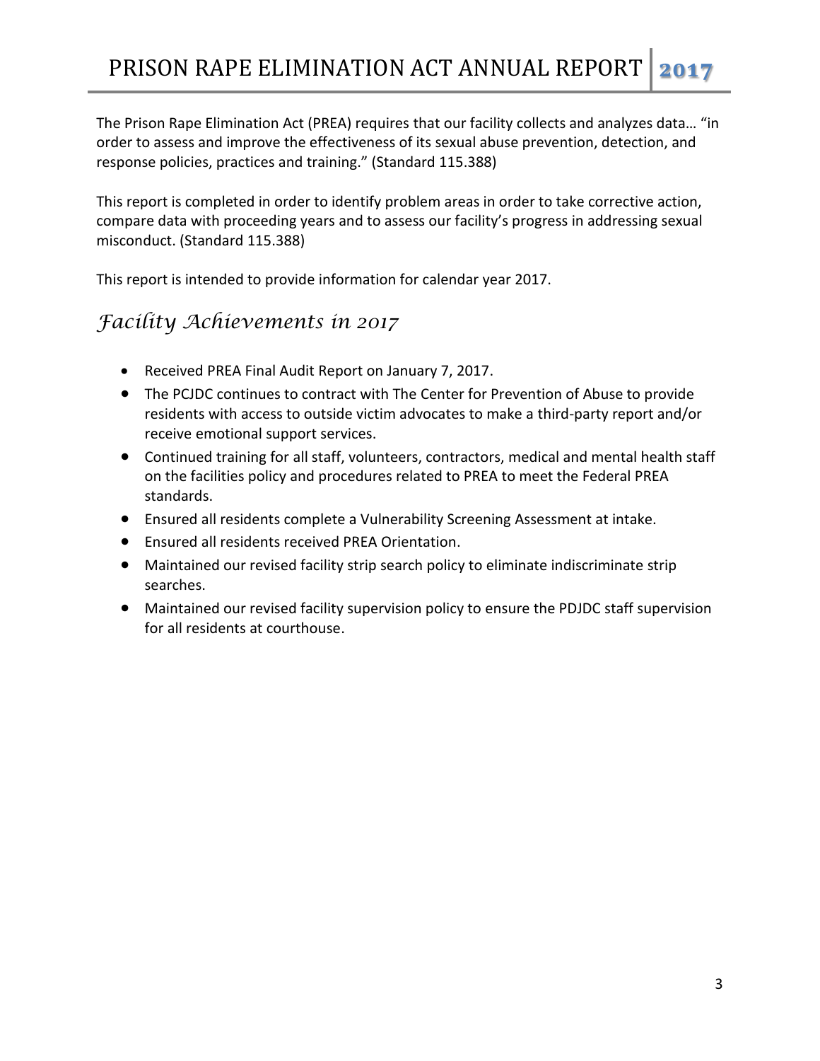The Prison Rape Elimination Act (PREA) requires that our facility collects and analyzes data… "in order to assess and improve the effectiveness of its sexual abuse prevention, detection, and response policies, practices and training." (Standard 115.388)

This report is completed in order to identify problem areas in order to take corrective action, compare data with proceeding years and to assess our facility's progress in addressing sexual misconduct. (Standard 115.388)

This report is intended to provide information for calendar year 2017.

## *Facility Achievements in 2017*

- Received PREA Final Audit Report on January 7, 2017.
- The PCJDC continues to contract with The Center for Prevention of Abuse to provide residents with access to outside victim advocates to make a third-party report and/or receive emotional support services.
- Continued training for all staff, volunteers, contractors, medical and mental health staff on the facilities policy and procedures related to PREA to meet the Federal PREA standards.
- Ensured all residents complete a Vulnerability Screening Assessment at intake.
- Ensured all residents received PREA Orientation.
- Maintained our revised facility strip search policy to eliminate indiscriminate strip searches.
- Maintained our revised facility supervision policy to ensure the PDJDC staff supervision for all residents at courthouse.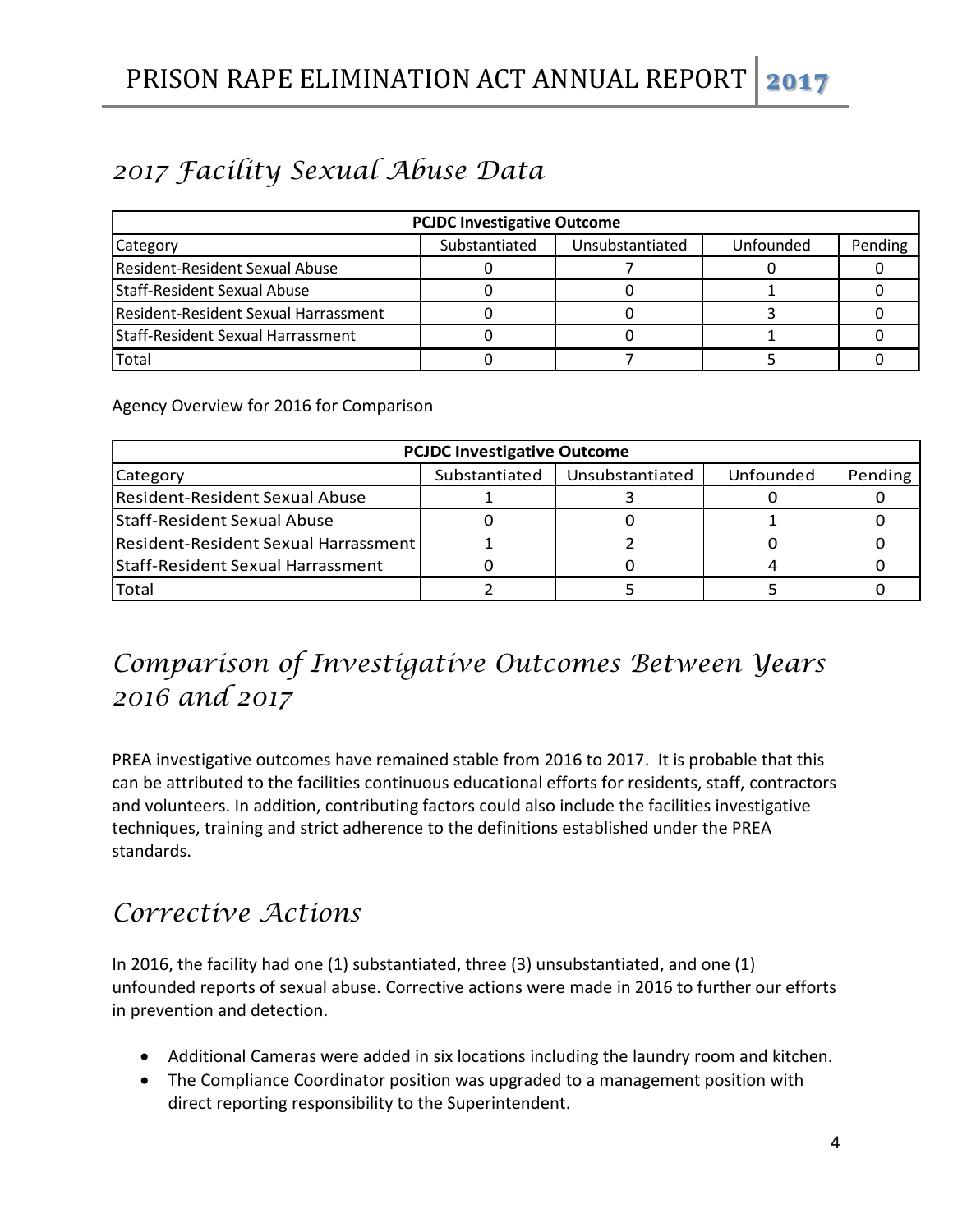## 2017 Facility Sexual Abuse Data

| PCJDC Investigative Outcome | | | | |
|---|---|---|---|---|
| Category | Substantiated | Unsubstantiated | Unfounded | Pending |
| Resident-Resident Sexual Abuse | 0 | 7 | 0 | 0 |
| Staff-Resident Sexual Abuse | 0 | 0 | 1 | 0 |
| Resident-Resident Sexual Harrassment | 0 | 0 | 3 | 0 |
| Staff-Resident Sexual Harrassment | 0 | 0 | 1 | 0 |
| Total | 0 | 7 | 5 | 0 |

Agency Overview for 2016 for Comparison

| PCJDC Investigative Outcome | | | | |
|---|---|---|---|---|
| Category | Substantiated | Unsubstantiated | Unfounded | Pending |
| Resident-Resident Sexual Abuse | 1 | 3 | 0 | 0 |
| Staff-Resident Sexual Abuse | 0 | 0 | 1 | 0 |
| Resident-Resident Sexual Harrassment | 1 | 2 | 0 | 0 |
| Staff-Resident Sexual Harrassment | 0 | 0 | 4 | 0 |
| Total | 2 | 5 | 5 | 0 |

## Comparison of Investigative Outcomes Between Years 2016 and 2017

PREA investigative outcomes have remained stable from 2016 to 2017. It is probable that this can be attributed to the facilities continuous educational efforts for residents, staff, contractors and volunteers. In addition, contributing factors could also include the facilities investigative techniques, training and strict adherence to the definitions established under the PREA standards.

## Corrective Actions

In 2016, the facility had one (1) substantiated, three (3) unsubstantiated, and one (1) unfounded reports of sexual abuse. Corrective actions were made in 2016 to further our efforts in prevention and detection.

- Additional Cameras were added in six locations including the laundry room and kitchen.
- The Compliance Coordinator position was upgraded to a management position with direct reporting responsibility to the Superintendent.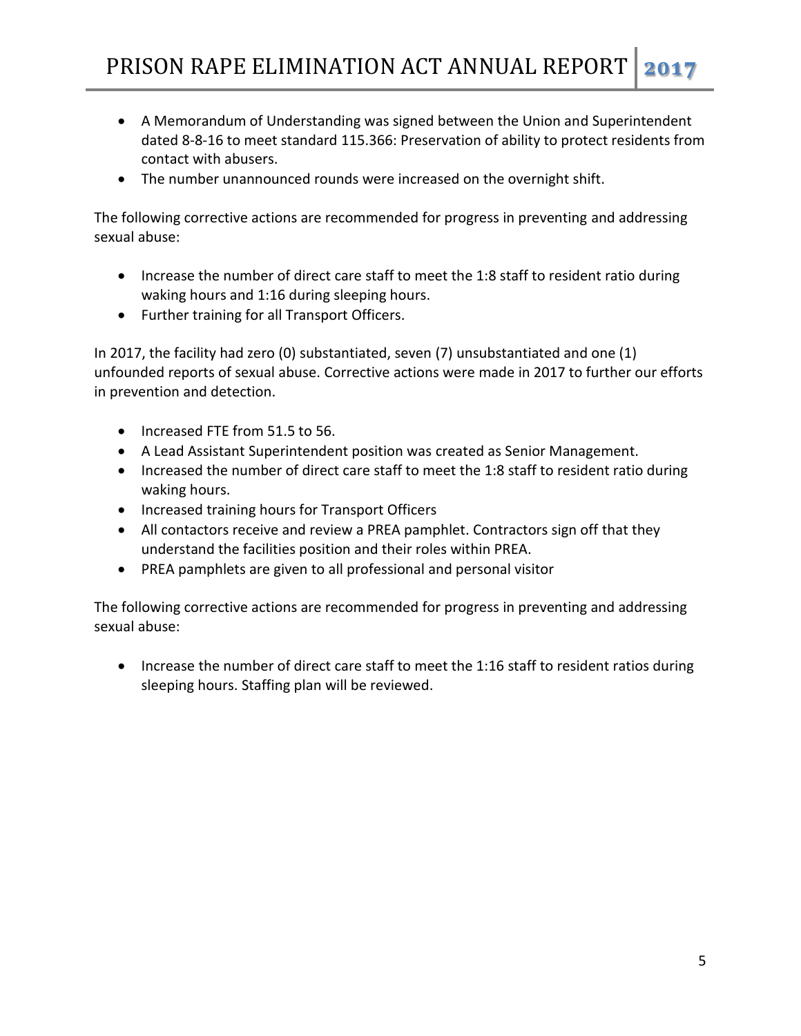- A Memorandum of Understanding was signed between the Union and Superintendent dated 8-8-16 to meet standard 115.366: Preservation of ability to protect residents from contact with abusers.
- The number unannounced rounds were increased on the overnight shift.

The following corrective actions are recommended for progress in preventing and addressing sexual abuse:

- Increase the number of direct care staff to meet the 1:8 staff to resident ratio during waking hours and 1:16 during sleeping hours.
- Further training for all Transport Officers.

In 2017, the facility had zero (0) substantiated, seven (7) unsubstantiated and one (1) unfounded reports of sexual abuse. Corrective actions were made in 2017 to further our efforts in prevention and detection.

- Increased FTE from 51.5 to 56.
- A Lead Assistant Superintendent position was created as Senior Management.
- Increased the number of direct care staff to meet the 1:8 staff to resident ratio during waking hours.
- Increased training hours for Transport Officers
- All contactors receive and review a PREA pamphlet. Contractors sign off that they understand the facilities position and their roles within PREA.
- PREA pamphlets are given to all professional and personal visitor

The following corrective actions are recommended for progress in preventing and addressing sexual abuse:

- Increase the number of direct care staff to meet the 1:16 staff to resident ratios during sleeping hours. Staffing plan will be reviewed.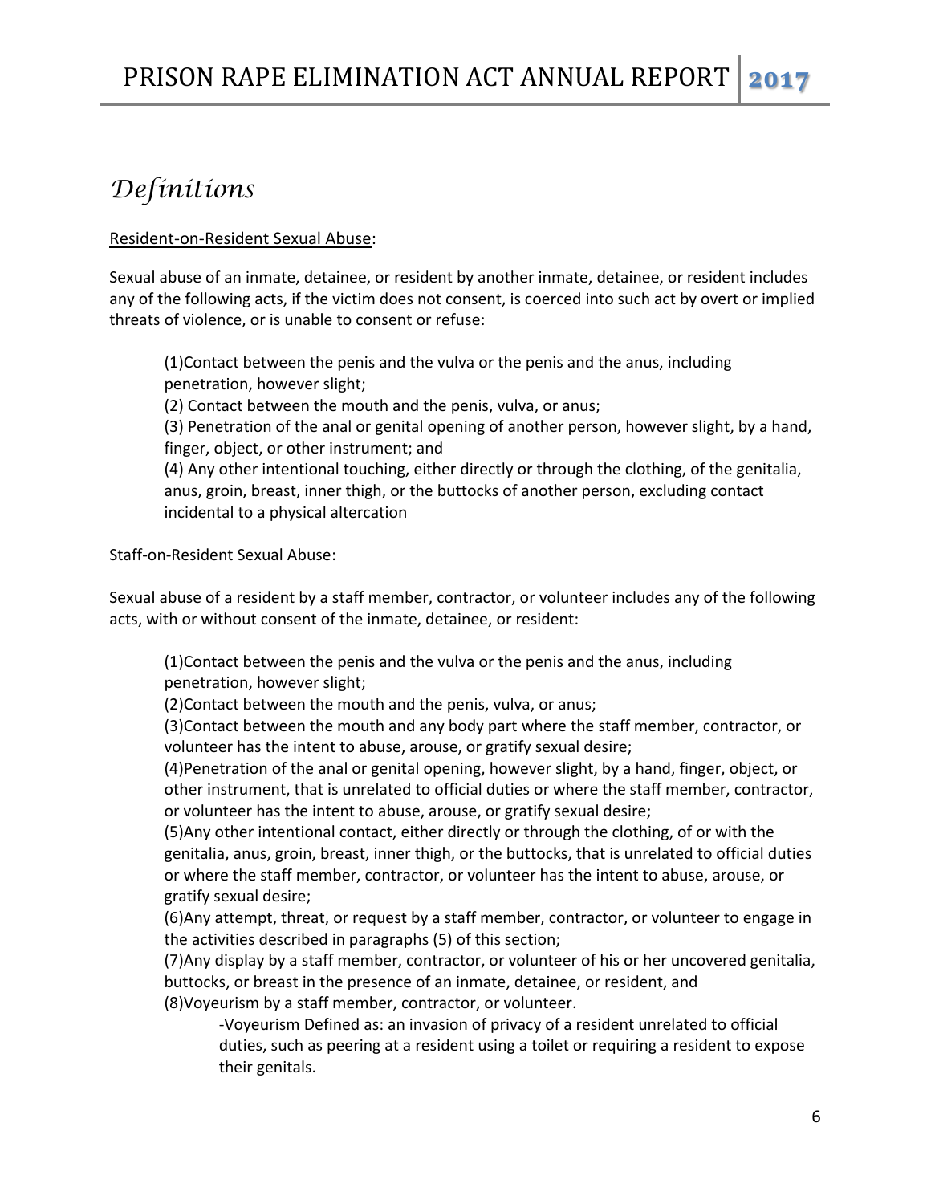# *Definitions*

Resident-on-Resident Sexual Abuse:

Sexual abuse of an inmate, detainee, or resident by another inmate, detainee, or resident includes any of the following acts, if the victim does not consent, is coerced into such act by overt or implied threats of violence, or is unable to consent or refuse:

> (1)Contact between the penis and the vulva or the penis and the anus, including penetration, however slight;
> (2) Contact between the mouth and the penis, vulva, or anus;
> (3) Penetration of the anal or genital opening of another person, however slight, by a hand, finger, object, or other instrument; and
> (4) Any other intentional touching, either directly or through the clothing, of the genitalia, anus, groin, breast, inner thigh, or the buttocks of another person, excluding contact incidental to a physical altercation

Staff-on-Resident Sexual Abuse:

Sexual abuse of a resident by a staff member, contractor, or volunteer includes any of the following acts, with or without consent of the inmate, detainee, or resident:

> (1)Contact between the penis and the vulva or the penis and the anus, including penetration, however slight;
> (2)Contact between the mouth and the penis, vulva, or anus;
> (3)Contact between the mouth and any body part where the staff member, contractor, or volunteer has the intent to abuse, arouse, or gratify sexual desire;
> (4)Penetration of the anal or genital opening, however slight, by a hand, finger, object, or other instrument, that is unrelated to official duties or where the staff member, contractor, or volunteer has the intent to abuse, arouse, or gratify sexual desire;
> (5)Any other intentional contact, either directly or through the clothing, of or with the genitalia, anus, groin, breast, inner thigh, or the buttocks, that is unrelated to official duties or where the staff member, contractor, or volunteer has the intent to abuse, arouse, or gratify sexual desire;
> (6)Any attempt, threat, or request by a staff member, contractor, or volunteer to engage in the activities described in paragraphs (5) of this section;
> (7)Any display by a staff member, contractor, or volunteer of his or her uncovered genitalia, buttocks, or breast in the presence of an inmate, detainee, or resident, and
> (8)Voyeurism by a staff member, contractor, or volunteer.
>
> > -Voyeurism Defined as: an invasion of privacy of a resident unrelated to official duties, such as peering at a resident using a toilet or requiring a resident to expose their genitals.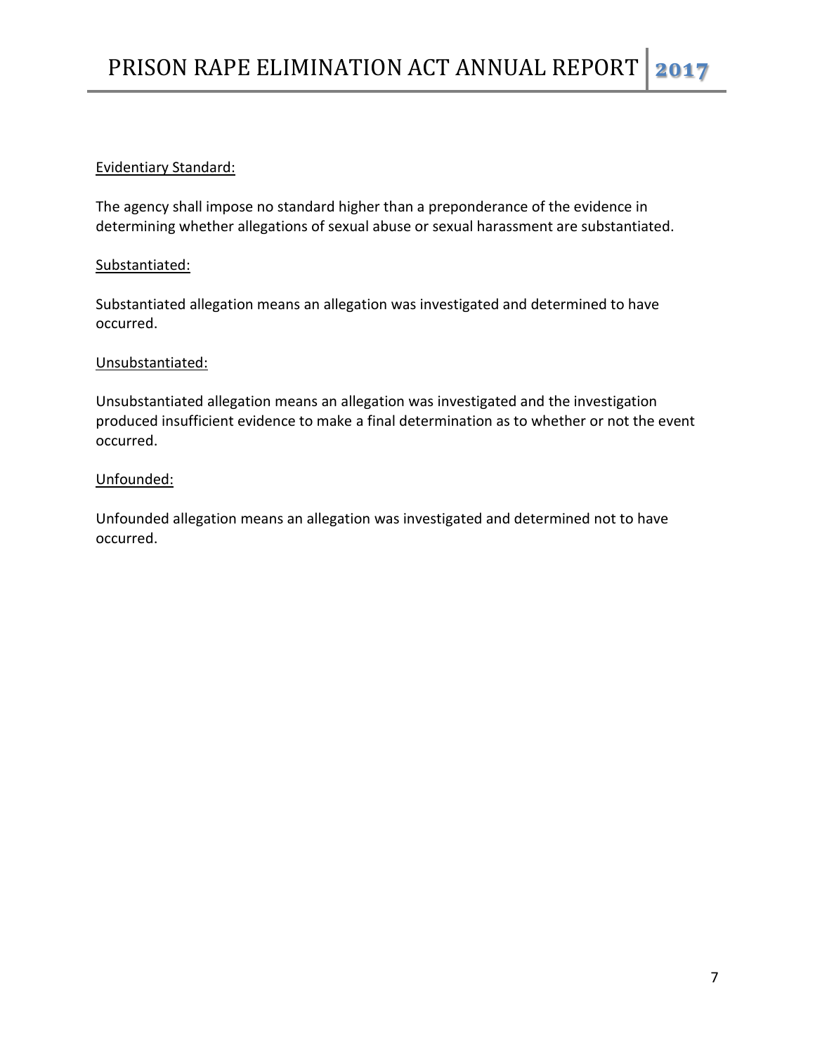Evidentiary Standard:

The agency shall impose no standard higher than a preponderance of the evidence in determining whether allegations of sexual abuse or sexual harassment are substantiated.

Substantiated:

Substantiated allegation means an allegation was investigated and determined to have occurred.

Unsubstantiated:

Unsubstantiated allegation means an allegation was investigated and the investigation produced insufficient evidence to make a final determination as to whether or not the event occurred.

Unfounded:

Unfounded allegation means an allegation was investigated and determined not to have occurred.